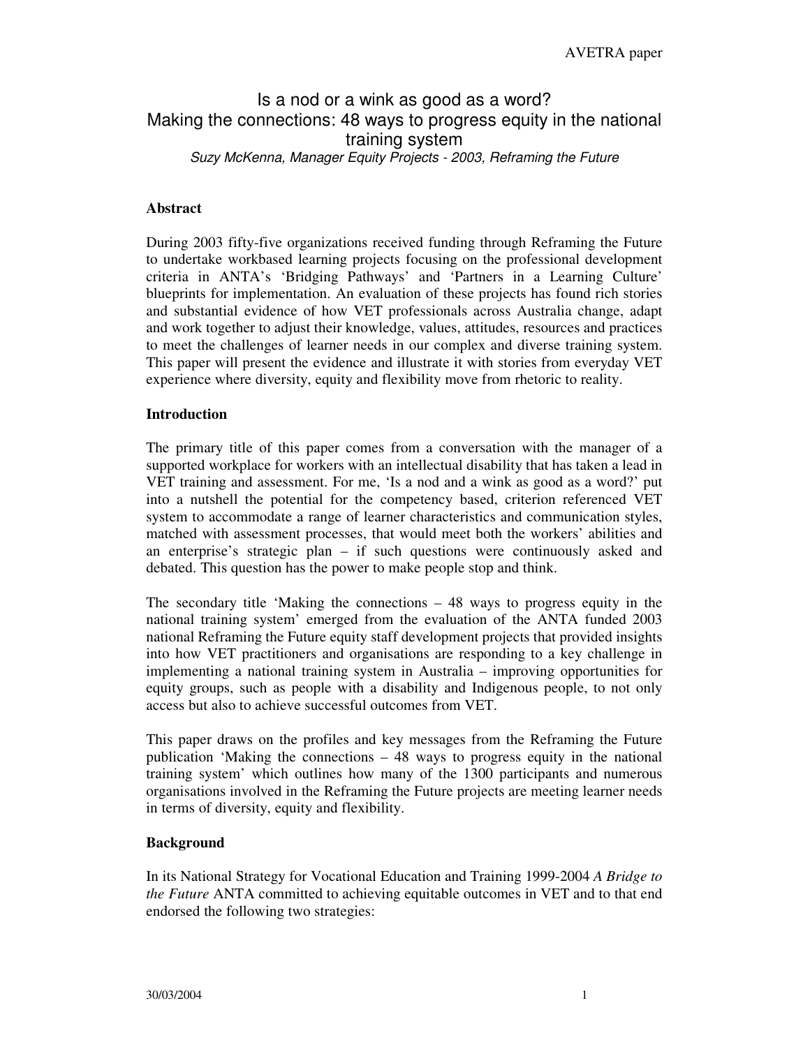# Is a nod or a wink as good as a word?
# Making the connections: 48 ways to progress equity in the national training system

*Suzy McKenna, Manager Equity Projects - 2003, Reframing the Future*

## Abstract

During 2003 fifty-five organizations received funding through Reframing the Future to undertake workbased learning projects focusing on the professional development criteria in ANTA's 'Bridging Pathways' and 'Partners in a Learning Culture' blueprints for implementation. An evaluation of these projects has found rich stories and substantial evidence of how VET professionals across Australia change, adapt and work together to adjust their knowledge, values, attitudes, resources and practices to meet the challenges of learner needs in our complex and diverse training system. This paper will present the evidence and illustrate it with stories from everyday VET experience where diversity, equity and flexibility move from rhetoric to reality.

## Introduction

The primary title of this paper comes from a conversation with the manager of a supported workplace for workers with an intellectual disability that has taken a lead in VET training and assessment. For me, 'Is a nod and a wink as good as a word?' put into a nutshell the potential for the competency based, criterion referenced VET system to accommodate a range of learner characteristics and communication styles, matched with assessment processes, that would meet both the workers' abilities and an enterprise's strategic plan – if such questions were continuously asked and debated. This question has the power to make people stop and think.

The secondary title 'Making the connections – 48 ways to progress equity in the national training system' emerged from the evaluation of the ANTA funded 2003 national Reframing the Future equity staff development projects that provided insights into how VET practitioners and organisations are responding to a key challenge in implementing a national training system in Australia – improving opportunities for equity groups, such as people with a disability and Indigenous people, to not only access but also to achieve successful outcomes from VET.

This paper draws on the profiles and key messages from the Reframing the Future publication 'Making the connections – 48 ways to progress equity in the national training system' which outlines how many of the 1300 participants and numerous organisations involved in the Reframing the Future projects are meeting learner needs in terms of diversity, equity and flexibility.

## Background

In its National Strategy for Vocational Education and Training 1999-2004 *A Bridge to the Future* ANTA committed to achieving equitable outcomes in VET and to that end endorsed the following two strategies: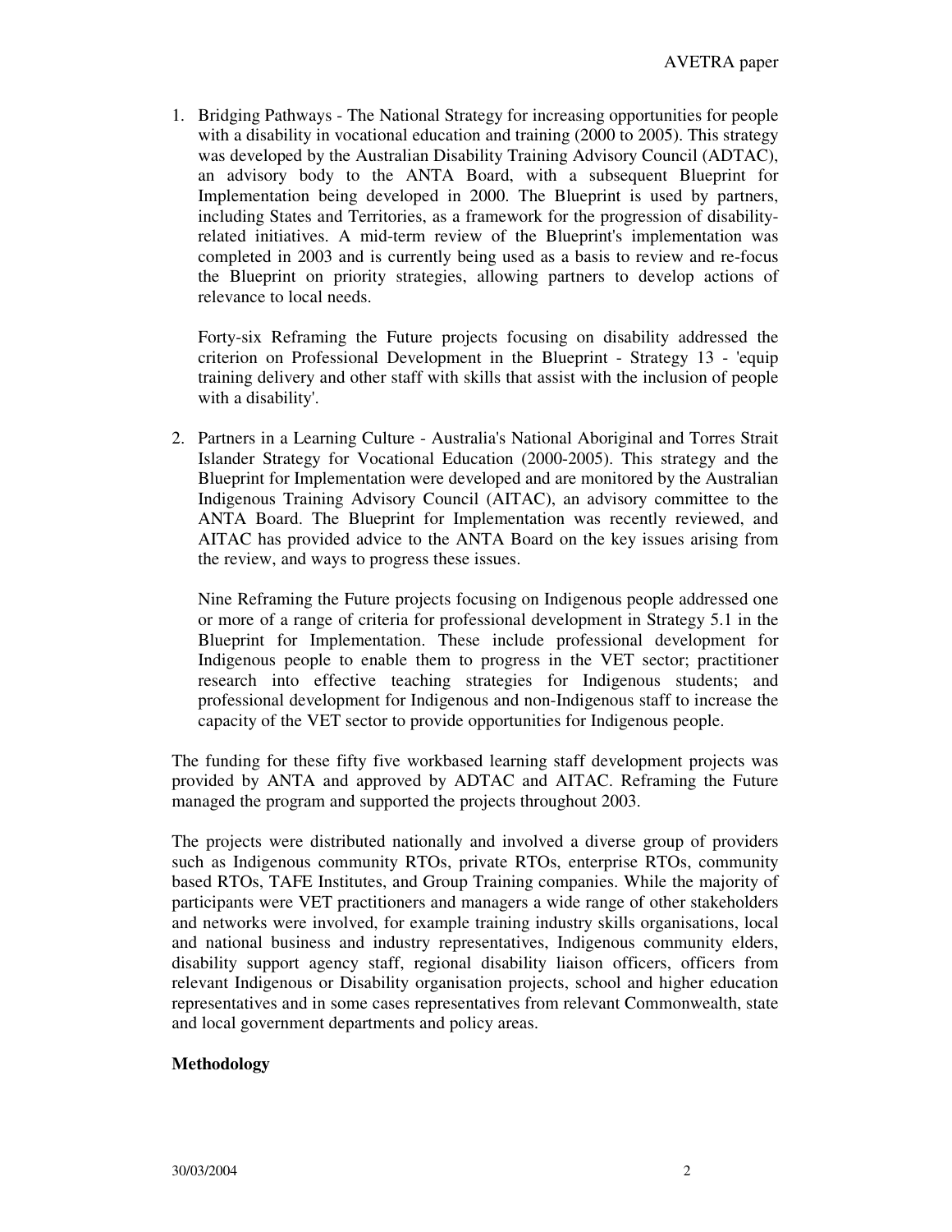1. Bridging Pathways - The National Strategy for increasing opportunities for people with a disability in vocational education and training (2000 to 2005). This strategy was developed by the Australian Disability Training Advisory Council (ADTAC), an advisory body to the ANTA Board, with a subsequent Blueprint for Implementation being developed in 2000. The Blueprint is used by partners, including States and Territories, as a framework for the progression of disability-related initiatives. A mid-term review of the Blueprint's implementation was completed in 2003 and is currently being used as a basis to review and re-focus the Blueprint on priority strategies, allowing partners to develop actions of relevance to local needs.

   Forty-six Reframing the Future projects focusing on disability addressed the criterion on Professional Development in the Blueprint - Strategy 13 - 'equip training delivery and other staff with skills that assist with the inclusion of people with a disability'.

2. Partners in a Learning Culture - Australia's National Aboriginal and Torres Strait Islander Strategy for Vocational Education (2000-2005). This strategy and the Blueprint for Implementation were developed and are monitored by the Australian Indigenous Training Advisory Council (AITAC), an advisory committee to the ANTA Board. The Blueprint for Implementation was recently reviewed, and AITAC has provided advice to the ANTA Board on the key issues arising from the review, and ways to progress these issues.

   Nine Reframing the Future projects focusing on Indigenous people addressed one or more of a range of criteria for professional development in Strategy 5.1 in the Blueprint for Implementation. These include professional development for Indigenous people to enable them to progress in the VET sector; practitioner research into effective teaching strategies for Indigenous students; and professional development for Indigenous and non-Indigenous staff to increase the capacity of the VET sector to provide opportunities for Indigenous people.

The funding for these fifty five workbased learning staff development projects was provided by ANTA and approved by ADTAC and AITAC. Reframing the Future managed the program and supported the projects throughout 2003.

The projects were distributed nationally and involved a diverse group of providers such as Indigenous community RTOs, private RTOs, enterprise RTOs, community based RTOs, TAFE Institutes, and Group Training companies. While the majority of participants were VET practitioners and managers a wide range of other stakeholders and networks were involved, for example training industry skills organisations, local and national business and industry representatives, Indigenous community elders, disability support agency staff, regional disability liaison officers, officers from relevant Indigenous or Disability organisation projects, school and higher education representatives and in some cases representatives from relevant Commonwealth, state and local government departments and policy areas.

**Methodology**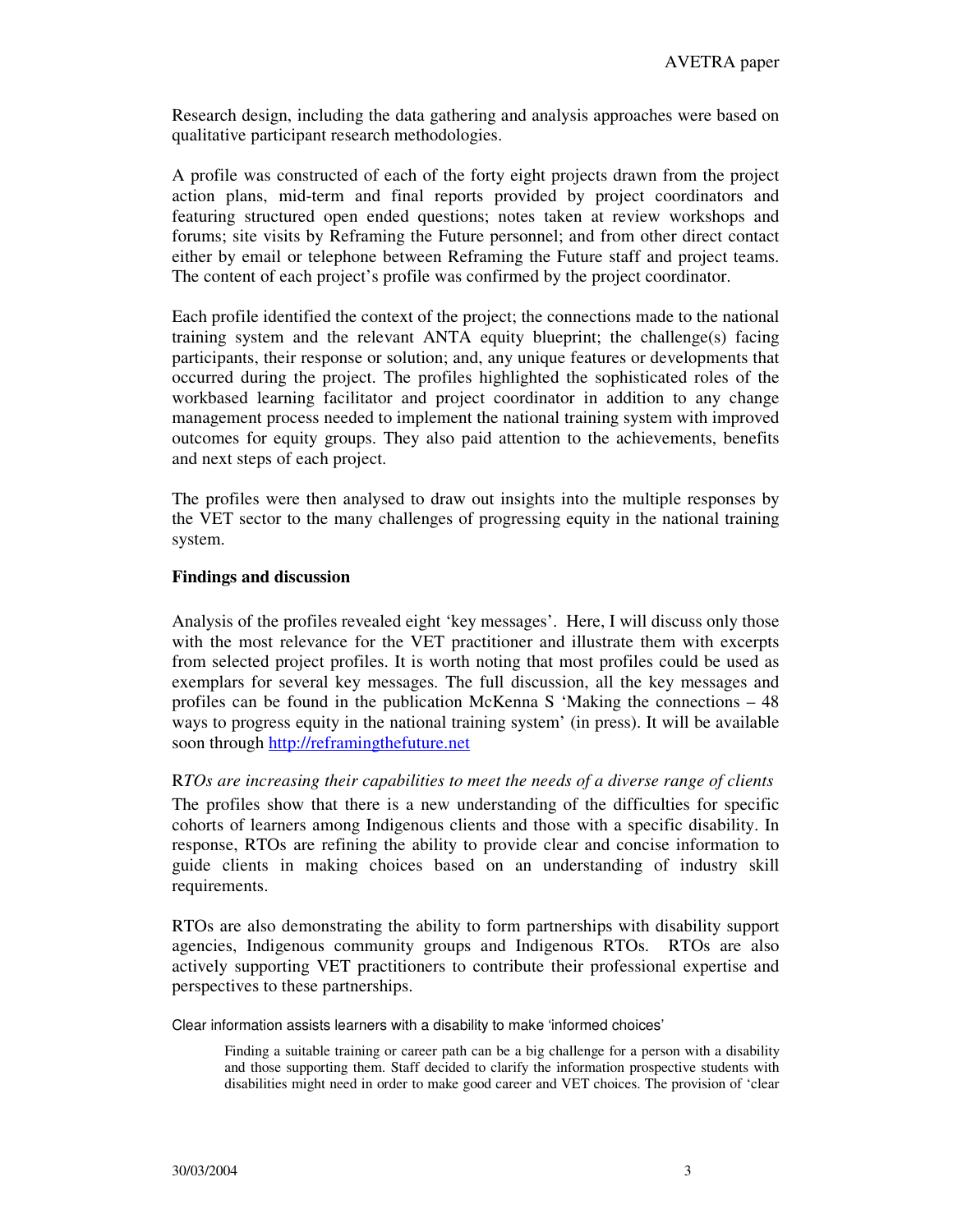Research design, including the data gathering and analysis approaches were based on qualitative participant research methodologies.

A profile was constructed of each of the forty eight projects drawn from the project action plans, mid-term and final reports provided by project coordinators and featuring structured open ended questions; notes taken at review workshops and forums; site visits by Reframing the Future personnel; and from other direct contact either by email or telephone between Reframing the Future staff and project teams. The content of each project's profile was confirmed by the project coordinator.

Each profile identified the context of the project; the connections made to the national training system and the relevant ANTA equity blueprint; the challenge(s) facing participants, their response or solution; and, any unique features or developments that occurred during the project. The profiles highlighted the sophisticated roles of the workbased learning facilitator and project coordinator in addition to any change management process needed to implement the national training system with improved outcomes for equity groups. They also paid attention to the achievements, benefits and next steps of each project.

The profiles were then analysed to draw out insights into the multiple responses by the VET sector to the many challenges of progressing equity in the national training system.

**Findings and discussion**

Analysis of the profiles revealed eight 'key messages'. Here, I will discuss only those with the most relevance for the VET practitioner and illustrate them with excerpts from selected project profiles. It is worth noting that most profiles could be used as exemplars for several key messages. The full discussion, all the key messages and profiles can be found in the publication McKenna S 'Making the connections – 48 ways to progress equity in the national training system' (in press). It will be available soon through http://reframingthefuture.net

R*TOs are increasing their capabilities to meet the needs of a diverse range of clients*

The profiles show that there is a new understanding of the difficulties for specific cohorts of learners among Indigenous clients and those with a specific disability. In response, RTOs are refining the ability to provide clear and concise information to guide clients in making choices based on an understanding of industry skill requirements.

RTOs are also demonstrating the ability to form partnerships with disability support agencies, Indigenous community groups and Indigenous RTOs. RTOs are also actively supporting VET practitioners to contribute their professional expertise and perspectives to these partnerships.

Clear information assists learners with a disability to make 'informed choices'

> Finding a suitable training or career path can be a big challenge for a person with a disability and those supporting them. Staff decided to clarify the information prospective students with disabilities might need in order to make good career and VET choices. The provision of 'clear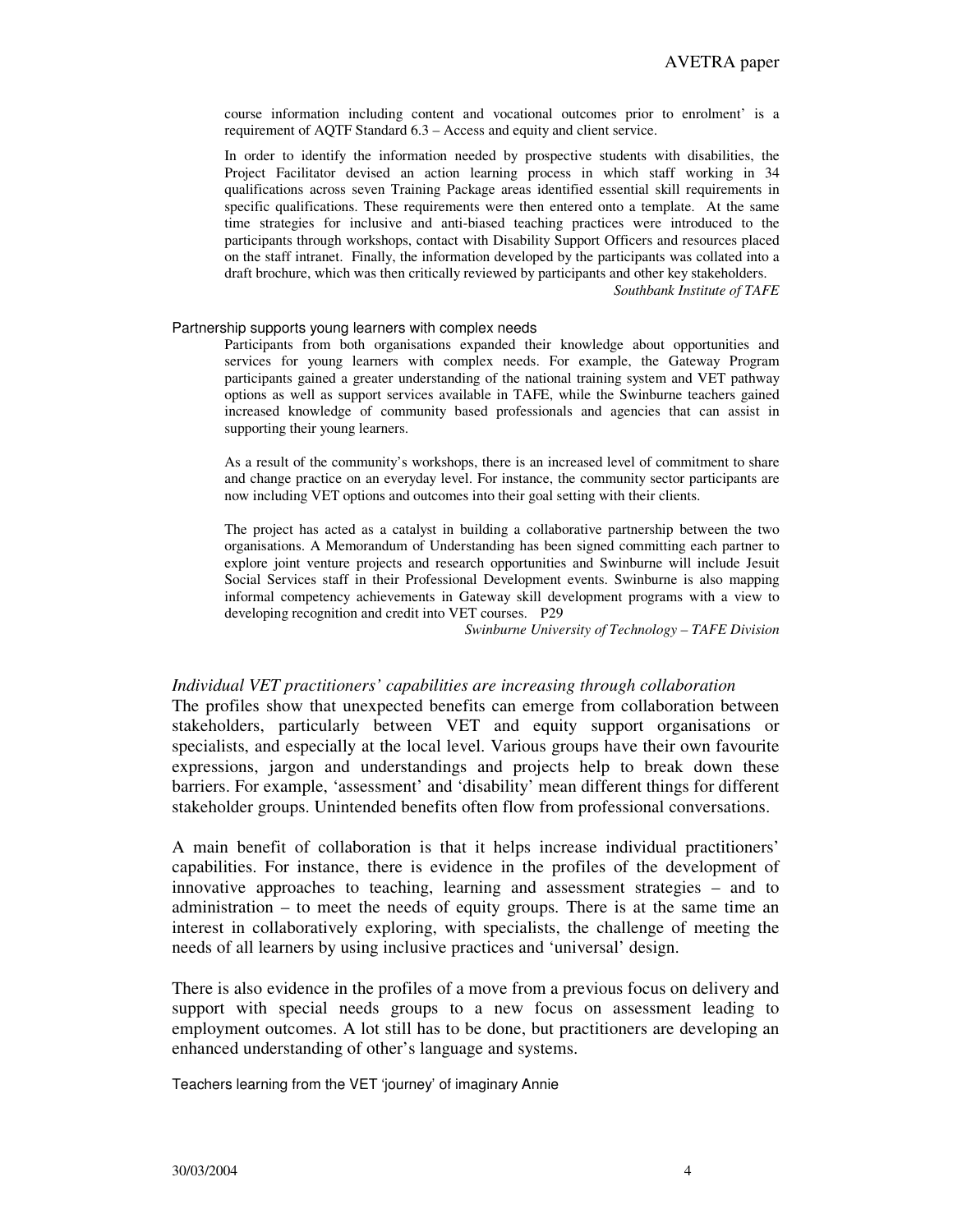course information including content and vocational outcomes prior to enrolment' is a requirement of AQTF Standard 6.3 – Access and equity and client service.

> In order to identify the information needed by prospective students with disabilities, the Project Facilitator devised an action learning process in which staff working in 34 qualifications across seven Training Package areas identified essential skill requirements in specific qualifications. These requirements were then entered onto a template. At the same time strategies for inclusive and anti-biased teaching practices were introduced to the participants through workshops, contact with Disability Support Officers and resources placed on the staff intranet. Finally, the information developed by the participants was collated into a draft brochure, which was then critically reviewed by participants and other key stakeholders.
>
> *Southbank Institute of TAFE*

#### Partnership supports young learners with complex needs

> Participants from both organisations expanded their knowledge about opportunities and services for young learners with complex needs. For example, the Gateway Program participants gained a greater understanding of the national training system and VET pathway options as well as support services available in TAFE, while the Swinburne teachers gained increased knowledge of community based professionals and agencies that can assist in supporting their young learners.
>
> As a result of the community's workshops, there is an increased level of commitment to share and change practice on an everyday level. For instance, the community sector participants are now including VET options and outcomes into their goal setting with their clients.
>
> The project has acted as a catalyst in building a collaborative partnership between the two organisations. A Memorandum of Understanding has been signed committing each partner to explore joint venture projects and research opportunities and Swinburne will include Jesuit Social Services staff in their Professional Development events. Swinburne is also mapping informal competency achievements in Gateway skill development programs with a view to developing recognition and credit into VET courses. P29
>
> *Swinburne University of Technology – TAFE Division*

### *Individual VET practitioners' capabilities are increasing through collaboration*

The profiles show that unexpected benefits can emerge from collaboration between stakeholders, particularly between VET and equity support organisations or specialists, and especially at the local level. Various groups have their own favourite expressions, jargon and understandings and projects help to break down these barriers. For example, 'assessment' and 'disability' mean different things for different stakeholder groups. Unintended benefits often flow from professional conversations.

A main benefit of collaboration is that it helps increase individual practitioners' capabilities. For instance, there is evidence in the profiles of the development of innovative approaches to teaching, learning and assessment strategies – and to administration – to meet the needs of equity groups. There is at the same time an interest in collaboratively exploring, with specialists, the challenge of meeting the needs of all learners by using inclusive practices and 'universal' design.

There is also evidence in the profiles of a move from a previous focus on delivery and support with special needs groups to a new focus on assessment leading to employment outcomes. A lot still has to be done, but practitioners are developing an enhanced understanding of other's language and systems.

#### Teachers learning from the VET 'journey' of imaginary Annie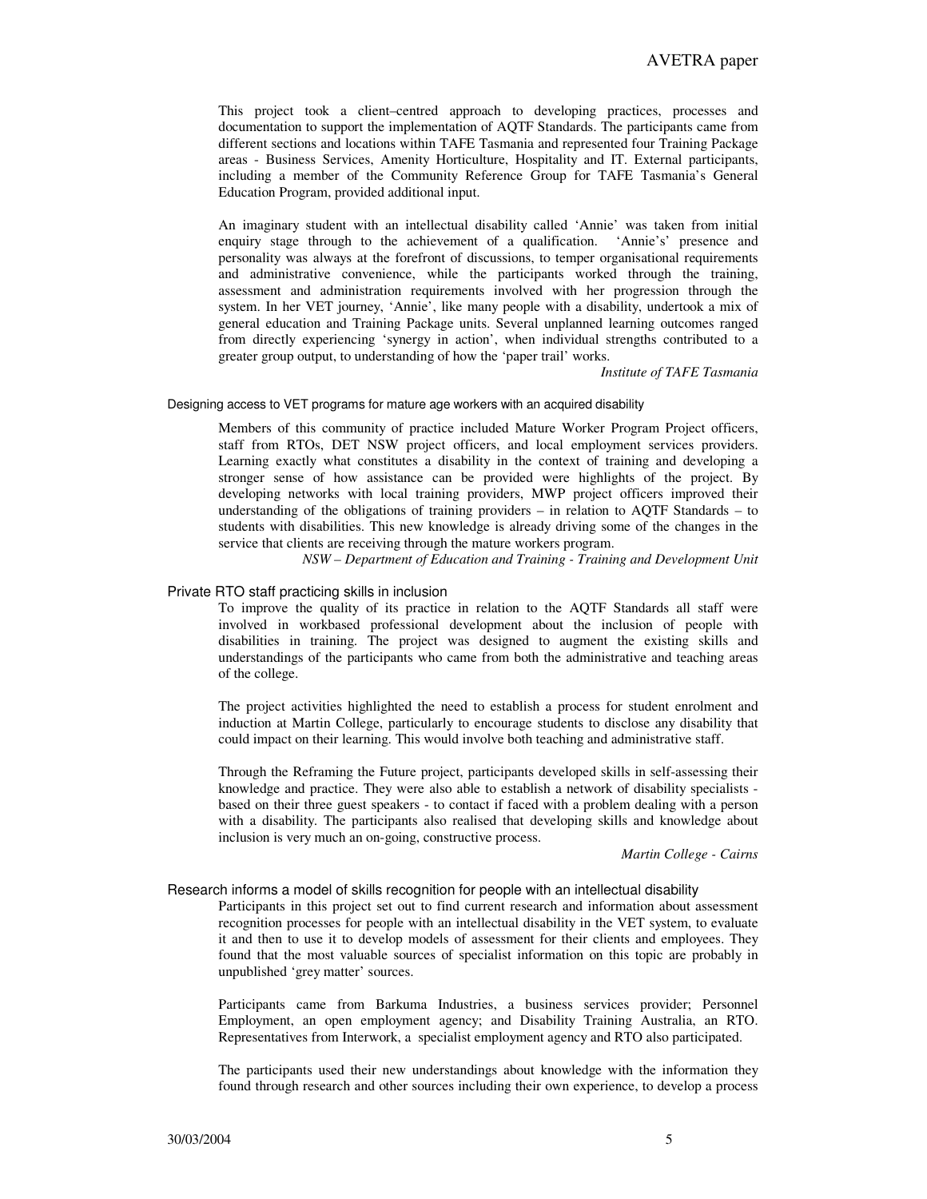This project took a client–centred approach to developing practices, processes and documentation to support the implementation of AQTF Standards. The participants came from different sections and locations within TAFE Tasmania and represented four Training Package areas - Business Services, Amenity Horticulture, Hospitality and IT. External participants, including a member of the Community Reference Group for TAFE Tasmania's General Education Program, provided additional input.

An imaginary student with an intellectual disability called 'Annie' was taken from initial enquiry stage through to the achievement of a qualification. 'Annie's' presence and personality was always at the forefront of discussions, to temper organisational requirements and administrative convenience, while the participants worked through the training, assessment and administration requirements involved with her progression through the system. In her VET journey, 'Annie', like many people with a disability, undertook a mix of general education and Training Package units. Several unplanned learning outcomes ranged from directly experiencing 'synergy in action', when individual strengths contributed to a greater group output, to understanding of how the 'paper trail' works.

*Institute of TAFE Tasmania*

#### Designing access to VET programs for mature age workers with an acquired disability

Members of this community of practice included Mature Worker Program Project officers, staff from RTOs, DET NSW project officers, and local employment services providers. Learning exactly what constitutes a disability in the context of training and developing a stronger sense of how assistance can be provided were highlights of the project. By developing networks with local training providers, MWP project officers improved their understanding of the obligations of training providers – in relation to AQTF Standards – to students with disabilities. This new knowledge is already driving some of the changes in the service that clients are receiving through the mature workers program.

*NSW – Department of Education and Training - Training and Development Unit*

#### Private RTO staff practicing skills in inclusion

To improve the quality of its practice in relation to the AQTF Standards all staff were involved in workbased professional development about the inclusion of people with disabilities in training. The project was designed to augment the existing skills and understandings of the participants who came from both the administrative and teaching areas of the college.

The project activities highlighted the need to establish a process for student enrolment and induction at Martin College, particularly to encourage students to disclose any disability that could impact on their learning. This would involve both teaching and administrative staff.

Through the Reframing the Future project, participants developed skills in self-assessing their knowledge and practice. They were also able to establish a network of disability specialists - based on their three guest speakers - to contact if faced with a problem dealing with a person with a disability. The participants also realised that developing skills and knowledge about inclusion is very much an on-going, constructive process.

*Martin College - Cairns*

#### Research informs a model of skills recognition for people with an intellectual disability

Participants in this project set out to find current research and information about assessment recognition processes for people with an intellectual disability in the VET system, to evaluate it and then to use it to develop models of assessment for their clients and employees. They found that the most valuable sources of specialist information on this topic are probably in unpublished 'grey matter' sources.

Participants came from Barkuma Industries, a business services provider; Personnel Employment, an open employment agency; and Disability Training Australia, an RTO. Representatives from Interwork, a specialist employment agency and RTO also participated.

The participants used their new understandings about knowledge with the information they found through research and other sources including their own experience, to develop a process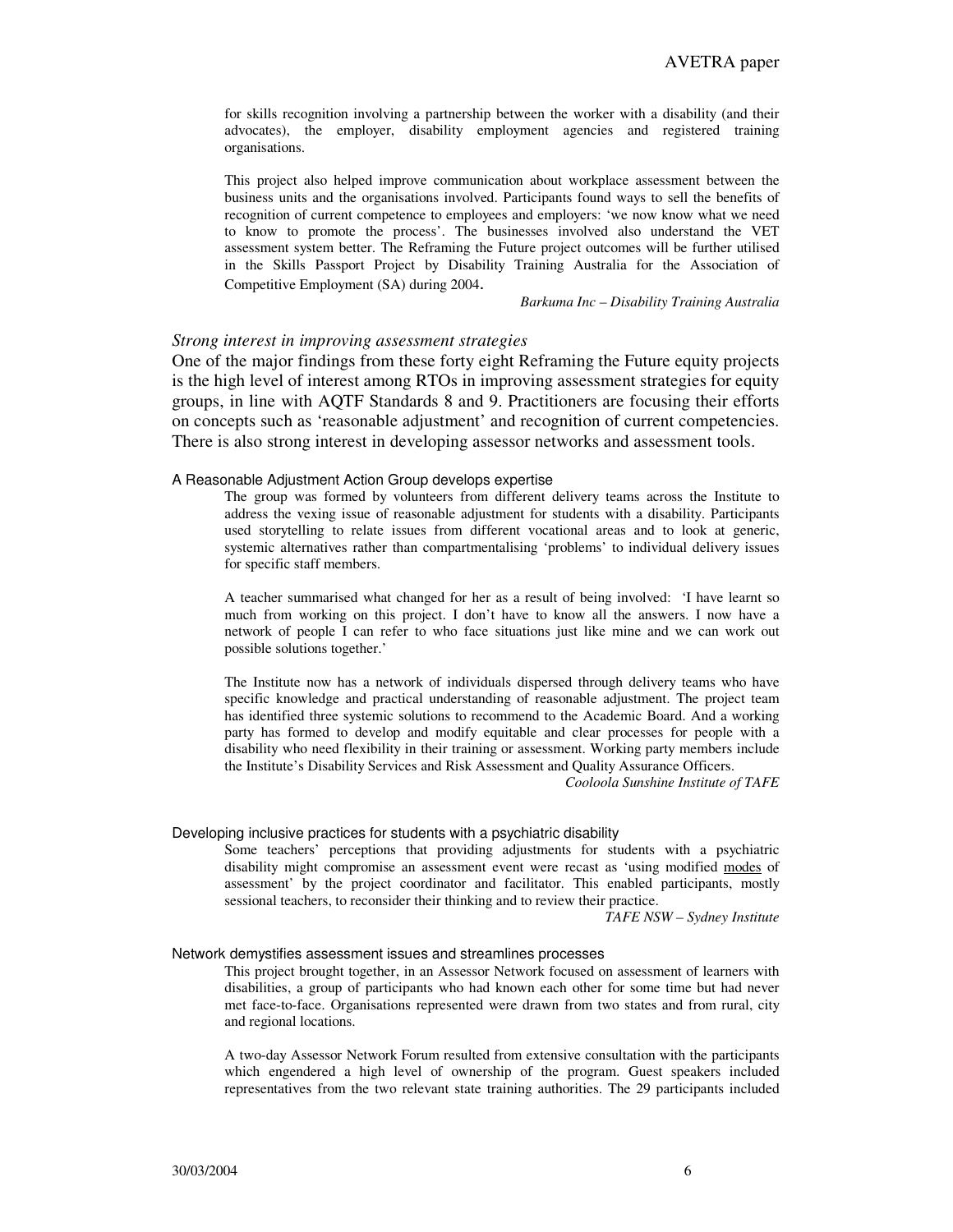for skills recognition involving a partnership between the worker with a disability (and their advocates), the employer, disability employment agencies and registered training organisations.

This project also helped improve communication about workplace assessment between the business units and the organisations involved. Participants found ways to sell the benefits of recognition of current competence to employees and employers: 'we now know what we need to know to promote the process'. The businesses involved also understand the VET assessment system better. The Reframing the Future project outcomes will be further utilised in the Skills Passport Project by Disability Training Australia for the Association of Competitive Employment (SA) during 2004.

*Barkuma Inc – Disability Training Australia*

### *Strong interest in improving assessment strategies*

One of the major findings from these forty eight Reframing the Future equity projects is the high level of interest among RTOs in improving assessment strategies for equity groups, in line with AQTF Standards 8 and 9. Practitioners are focusing their efforts on concepts such as 'reasonable adjustment' and recognition of current competencies. There is also strong interest in developing assessor networks and assessment tools.

#### A Reasonable Adjustment Action Group develops expertise

The group was formed by volunteers from different delivery teams across the Institute to address the vexing issue of reasonable adjustment for students with a disability. Participants used storytelling to relate issues from different vocational areas and to look at generic, systemic alternatives rather than compartmentalising 'problems' to individual delivery issues for specific staff members.

A teacher summarised what changed for her as a result of being involved: 'I have learnt so much from working on this project. I don't have to know all the answers. I now have a network of people I can refer to who face situations just like mine and we can work out possible solutions together.'

The Institute now has a network of individuals dispersed through delivery teams who have specific knowledge and practical understanding of reasonable adjustment. The project team has identified three systemic solutions to recommend to the Academic Board. And a working party has formed to develop and modify equitable and clear processes for people with a disability who need flexibility in their training or assessment. Working party members include the Institute's Disability Services and Risk Assessment and Quality Assurance Officers.

*Cooloola Sunshine Institute of TAFE*

#### Developing inclusive practices for students with a psychiatric disability

Some teachers' perceptions that providing adjustments for students with a psychiatric disability might compromise an assessment event were recast as 'using modified modes of assessment' by the project coordinator and facilitator. This enabled participants, mostly sessional teachers, to reconsider their thinking and to review their practice.

*TAFE NSW – Sydney Institute*

#### Network demystifies assessment issues and streamlines processes

This project brought together, in an Assessor Network focused on assessment of learners with disabilities, a group of participants who had known each other for some time but had never met face-to-face. Organisations represented were drawn from two states and from rural, city and regional locations.

A two-day Assessor Network Forum resulted from extensive consultation with the participants which engendered a high level of ownership of the program. Guest speakers included representatives from the two relevant state training authorities. The 29 participants included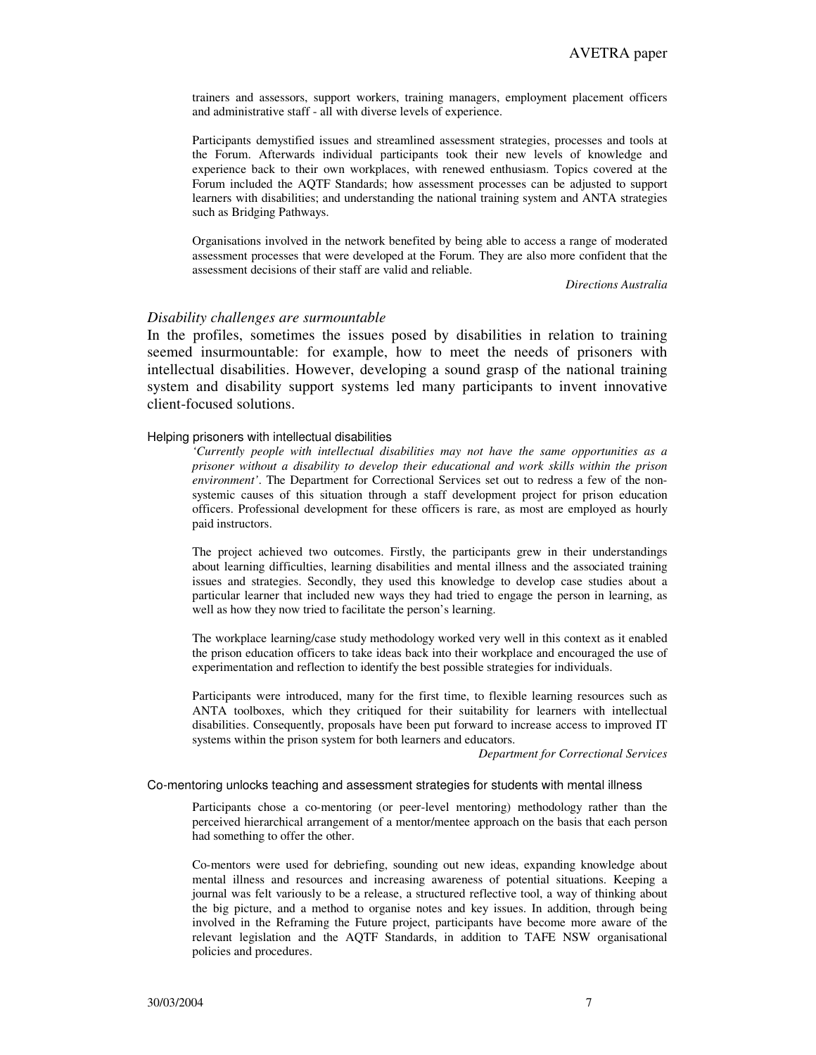trainers and assessors, support workers, training managers, employment placement officers and administrative staff - all with diverse levels of experience.

Participants demystified issues and streamlined assessment strategies, processes and tools at the Forum. Afterwards individual participants took their new levels of knowledge and experience back to their own workplaces, with renewed enthusiasm. Topics covered at the Forum included the AQTF Standards; how assessment processes can be adjusted to support learners with disabilities; and understanding the national training system and ANTA strategies such as Bridging Pathways.

Organisations involved in the network benefited by being able to access a range of moderated assessment processes that were developed at the Forum. They are also more confident that the assessment decisions of their staff are valid and reliable.

*Directions Australia*

### *Disability challenges are surmountable*

In the profiles, sometimes the issues posed by disabilities in relation to training seemed insurmountable: for example, how to meet the needs of prisoners with intellectual disabilities. However, developing a sound grasp of the national training system and disability support systems led many participants to invent innovative client-focused solutions.

#### Helping prisoners with intellectual disabilities

*'Currently people with intellectual disabilities may not have the same opportunities as a prisoner without a disability to develop their educational and work skills within the prison environment'*. The Department for Correctional Services set out to redress a few of the non-systemic causes of this situation through a staff development project for prison education officers. Professional development for these officers is rare, as most are employed as hourly paid instructors.

The project achieved two outcomes. Firstly, the participants grew in their understandings about learning difficulties, learning disabilities and mental illness and the associated training issues and strategies. Secondly, they used this knowledge to develop case studies about a particular learner that included new ways they had tried to engage the person in learning, as well as how they now tried to facilitate the person's learning.

The workplace learning/case study methodology worked very well in this context as it enabled the prison education officers to take ideas back into their workplace and encouraged the use of experimentation and reflection to identify the best possible strategies for individuals.

Participants were introduced, many for the first time, to flexible learning resources such as ANTA toolboxes, which they critiqued for their suitability for learners with intellectual disabilities. Consequently, proposals have been put forward to increase access to improved IT systems within the prison system for both learners and educators.

*Department for Correctional Services*

#### Co-mentoring unlocks teaching and assessment strategies for students with mental illness

Participants chose a co-mentoring (or peer-level mentoring) methodology rather than the perceived hierarchical arrangement of a mentor/mentee approach on the basis that each person had something to offer the other.

Co-mentors were used for debriefing, sounding out new ideas, expanding knowledge about mental illness and resources and increasing awareness of potential situations. Keeping a journal was felt variously to be a release, a structured reflective tool, a way of thinking about the big picture, and a method to organise notes and key issues. In addition, through being involved in the Reframing the Future project, participants have become more aware of the relevant legislation and the AQTF Standards, in addition to TAFE NSW organisational policies and procedures.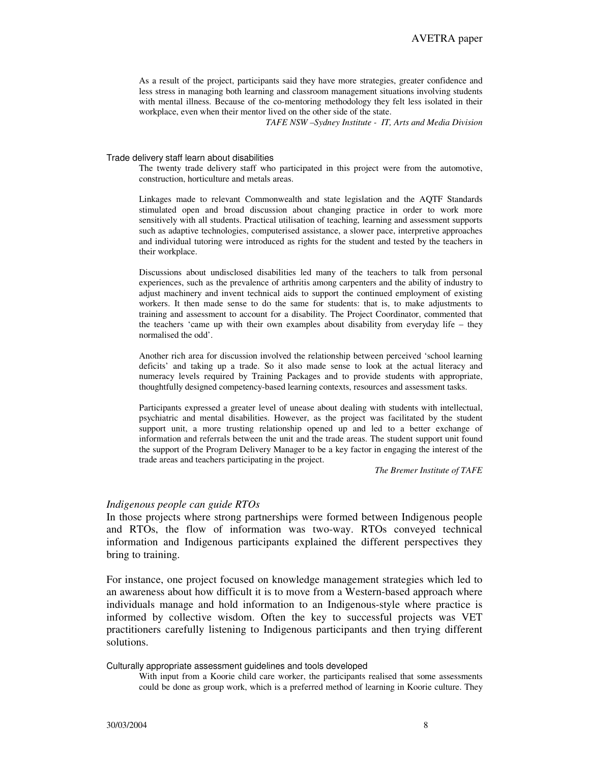> As a result of the project, participants said they have more strategies, greater confidence and less stress in managing both learning and classroom management situations involving students with mental illness. Because of the co-mentoring methodology they felt less isolated in their workplace, even when their mentor lived on the other side of the state.
>
> *TAFE NSW –Sydney Institute - IT, Arts and Media Division*

#### Trade delivery staff learn about disabilities

> The twenty trade delivery staff who participated in this project were from the automotive, construction, horticulture and metals areas.
>
> Linkages made to relevant Commonwealth and state legislation and the AQTF Standards stimulated open and broad discussion about changing practice in order to work more sensitively with all students. Practical utilisation of teaching, learning and assessment supports such as adaptive technologies, computerised assistance, a slower pace, interpretive approaches and individual tutoring were introduced as rights for the student and tested by the teachers in their workplace.
>
> Discussions about undisclosed disabilities led many of the teachers to talk from personal experiences, such as the prevalence of arthritis among carpenters and the ability of industry to adjust machinery and invent technical aids to support the continued employment of existing workers. It then made sense to do the same for students: that is, to make adjustments to training and assessment to account for a disability. The Project Coordinator, commented that the teachers 'came up with their own examples about disability from everyday life – they normalised the odd'.
>
> Another rich area for discussion involved the relationship between perceived 'school learning deficits' and taking up a trade. So it also made sense to look at the actual literacy and numeracy levels required by Training Packages and to provide students with appropriate, thoughtfully designed competency-based learning contexts, resources and assessment tasks.
>
> Participants expressed a greater level of unease about dealing with students with intellectual, psychiatric and mental disabilities. However, as the project was facilitated by the student support unit, a more trusting relationship opened up and led to a better exchange of information and referrals between the unit and the trade areas. The student support unit found the support of the Program Delivery Manager to be a key factor in engaging the interest of the trade areas and teachers participating in the project.
>
> *The Bremer Institute of TAFE*

### *Indigenous people can guide RTOs*

In those projects where strong partnerships were formed between Indigenous people and RTOs, the flow of information was two-way. RTOs conveyed technical information and Indigenous participants explained the different perspectives they bring to training.

For instance, one project focused on knowledge management strategies which led to an awareness about how difficult it is to move from a Western-based approach where individuals manage and hold information to an Indigenous-style where practice is informed by collective wisdom. Often the key to successful projects was VET practitioners carefully listening to Indigenous participants and then trying different solutions.

#### Culturally appropriate assessment guidelines and tools developed

> With input from a Koorie child care worker, the participants realised that some assessments could be done as group work, which is a preferred method of learning in Koorie culture. They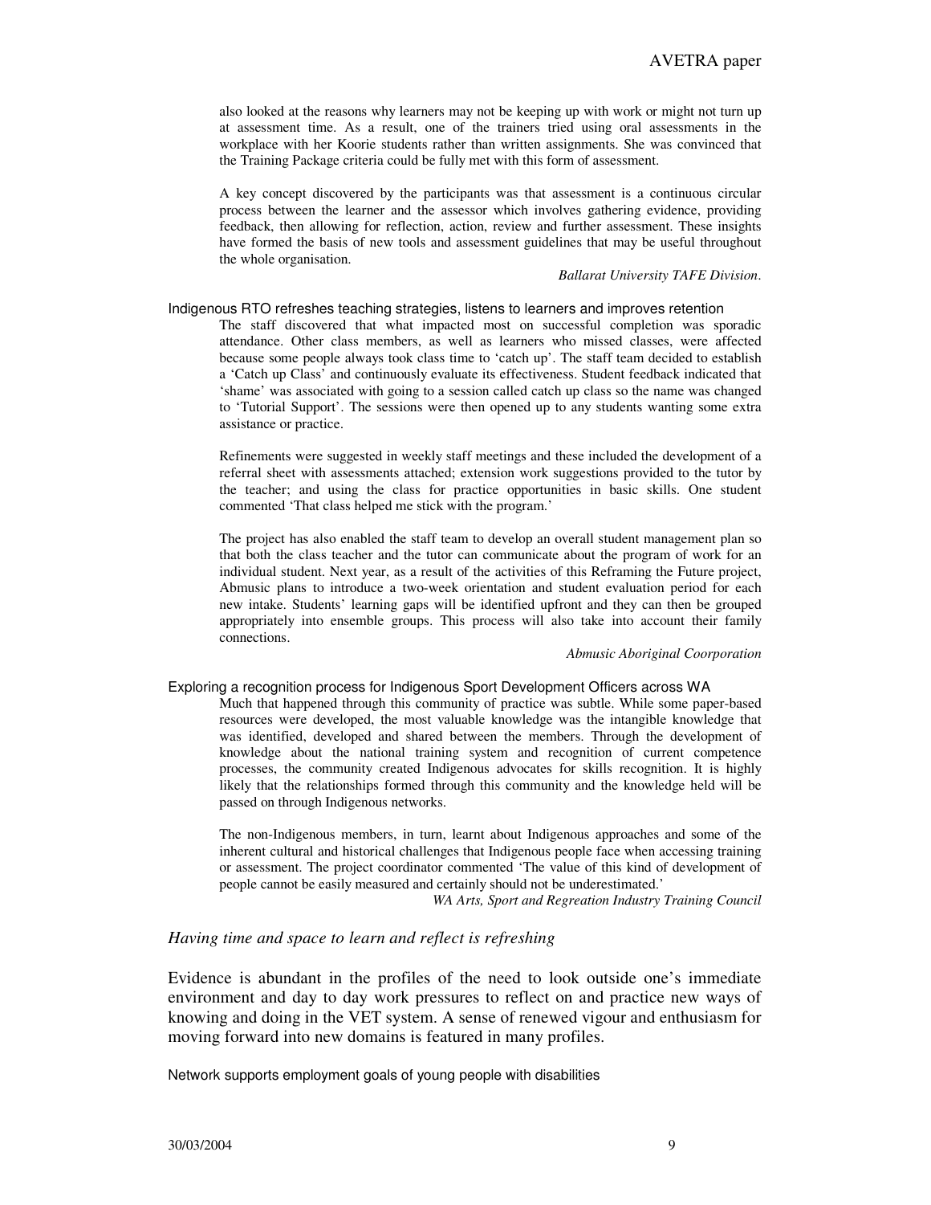also looked at the reasons why learners may not be keeping up with work or might not turn up at assessment time. As a result, one of the trainers tried using oral assessments in the workplace with her Koorie students rather than written assignments. She was convinced that the Training Package criteria could be fully met with this form of assessment.

A key concept discovered by the participants was that assessment is a continuous circular process between the learner and the assessor which involves gathering evidence, providing feedback, then allowing for reflection, action, review and further assessment. These insights have formed the basis of new tools and assessment guidelines that may be useful throughout the whole organisation.

*Ballarat University TAFE Division.*

#### Indigenous RTO refreshes teaching strategies, listens to learners and improves retention

The staff discovered that what impacted most on successful completion was sporadic attendance. Other class members, as well as learners who missed classes, were affected because some people always took class time to 'catch up'. The staff team decided to establish a 'Catch up Class' and continuously evaluate its effectiveness. Student feedback indicated that 'shame' was associated with going to a session called catch up class so the name was changed to 'Tutorial Support'. The sessions were then opened up to any students wanting some extra assistance or practice.

Refinements were suggested in weekly staff meetings and these included the development of a referral sheet with assessments attached; extension work suggestions provided to the tutor by the teacher; and using the class for practice opportunities in basic skills. One student commented 'That class helped me stick with the program.'

The project has also enabled the staff team to develop an overall student management plan so that both the class teacher and the tutor can communicate about the program of work for an individual student. Next year, as a result of the activities of this Reframing the Future project, Abmusic plans to introduce a two-week orientation and student evaluation period for each new intake. Students' learning gaps will be identified upfront and they can then be grouped appropriately into ensemble groups. This process will also take into account their family connections.

*Abmusic Aboriginal Coorporation*

#### Exploring a recognition process for Indigenous Sport Development Officers across WA

Much that happened through this community of practice was subtle. While some paper-based resources were developed, the most valuable knowledge was the intangible knowledge that was identified, developed and shared between the members. Through the development of knowledge about the national training system and recognition of current competence processes, the community created Indigenous advocates for skills recognition. It is highly likely that the relationships formed through this community and the knowledge held will be passed on through Indigenous networks.

The non-Indigenous members, in turn, learnt about Indigenous approaches and some of the inherent cultural and historical challenges that Indigenous people face when accessing training or assessment. The project coordinator commented 'The value of this kind of development of people cannot be easily measured and certainly should not be underestimated.'

*WA Arts, Sport and Regreation Industry Training Council*

### *Having time and space to learn and reflect is refreshing*

Evidence is abundant in the profiles of the need to look outside one's immediate environment and day to day work pressures to reflect on and practice new ways of knowing and doing in the VET system. A sense of renewed vigour and enthusiasm for moving forward into new domains is featured in many profiles.

#### Network supports employment goals of young people with disabilities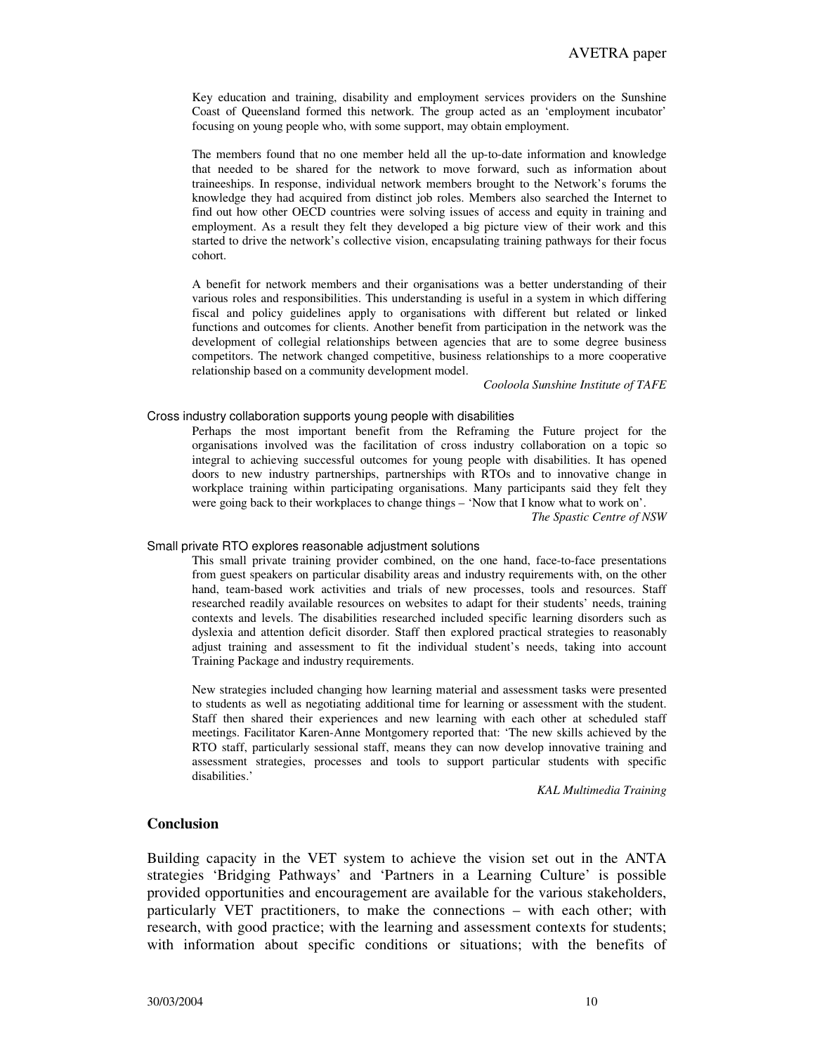Key education and training, disability and employment services providers on the Sunshine Coast of Queensland formed this network. The group acted as an 'employment incubator' focusing on young people who, with some support, may obtain employment.

The members found that no one member held all the up-to-date information and knowledge that needed to be shared for the network to move forward, such as information about traineeships. In response, individual network members brought to the Network's forums the knowledge they had acquired from distinct job roles. Members also searched the Internet to find out how other OECD countries were solving issues of access and equity in training and employment. As a result they felt they developed a big picture view of their work and this started to drive the network's collective vision, encapsulating training pathways for their focus cohort.

A benefit for network members and their organisations was a better understanding of their various roles and responsibilities. This understanding is useful in a system in which differing fiscal and policy guidelines apply to organisations with different but related or linked functions and outcomes for clients. Another benefit from participation in the network was the development of collegial relationships between agencies that are to some degree business competitors. The network changed competitive, business relationships to a more cooperative relationship based on a community development model.

*Cooloola Sunshine Institute of TAFE*

Cross industry collaboration supports young people with disabilities

Perhaps the most important benefit from the Reframing the Future project for the organisations involved was the facilitation of cross industry collaboration on a topic so integral to achieving successful outcomes for young people with disabilities. It has opened doors to new industry partnerships, partnerships with RTOs and to innovative change in workplace training within participating organisations. Many participants said they felt they were going back to their workplaces to change things – 'Now that I know what to work on'.

*The Spastic Centre of NSW*

Small private RTO explores reasonable adjustment solutions

This small private training provider combined, on the one hand, face-to-face presentations from guest speakers on particular disability areas and industry requirements with, on the other hand, team-based work activities and trials of new processes, tools and resources. Staff researched readily available resources on websites to adapt for their students' needs, training contexts and levels. The disabilities researched included specific learning disorders such as dyslexia and attention deficit disorder. Staff then explored practical strategies to reasonably adjust training and assessment to fit the individual student's needs, taking into account Training Package and industry requirements.

New strategies included changing how learning material and assessment tasks were presented to students as well as negotiating additional time for learning or assessment with the student. Staff then shared their experiences and new learning with each other at scheduled staff meetings. Facilitator Karen-Anne Montgomery reported that: 'The new skills achieved by the RTO staff, particularly sessional staff, means they can now develop innovative training and assessment strategies, processes and tools to support particular students with specific disabilities.'

*KAL Multimedia Training*

## Conclusion

Building capacity in the VET system to achieve the vision set out in the ANTA strategies 'Bridging Pathways' and 'Partners in a Learning Culture' is possible provided opportunities and encouragement are available for the various stakeholders, particularly VET practitioners, to make the connections – with each other; with research, with good practice; with the learning and assessment contexts for students; with information about specific conditions or situations; with the benefits of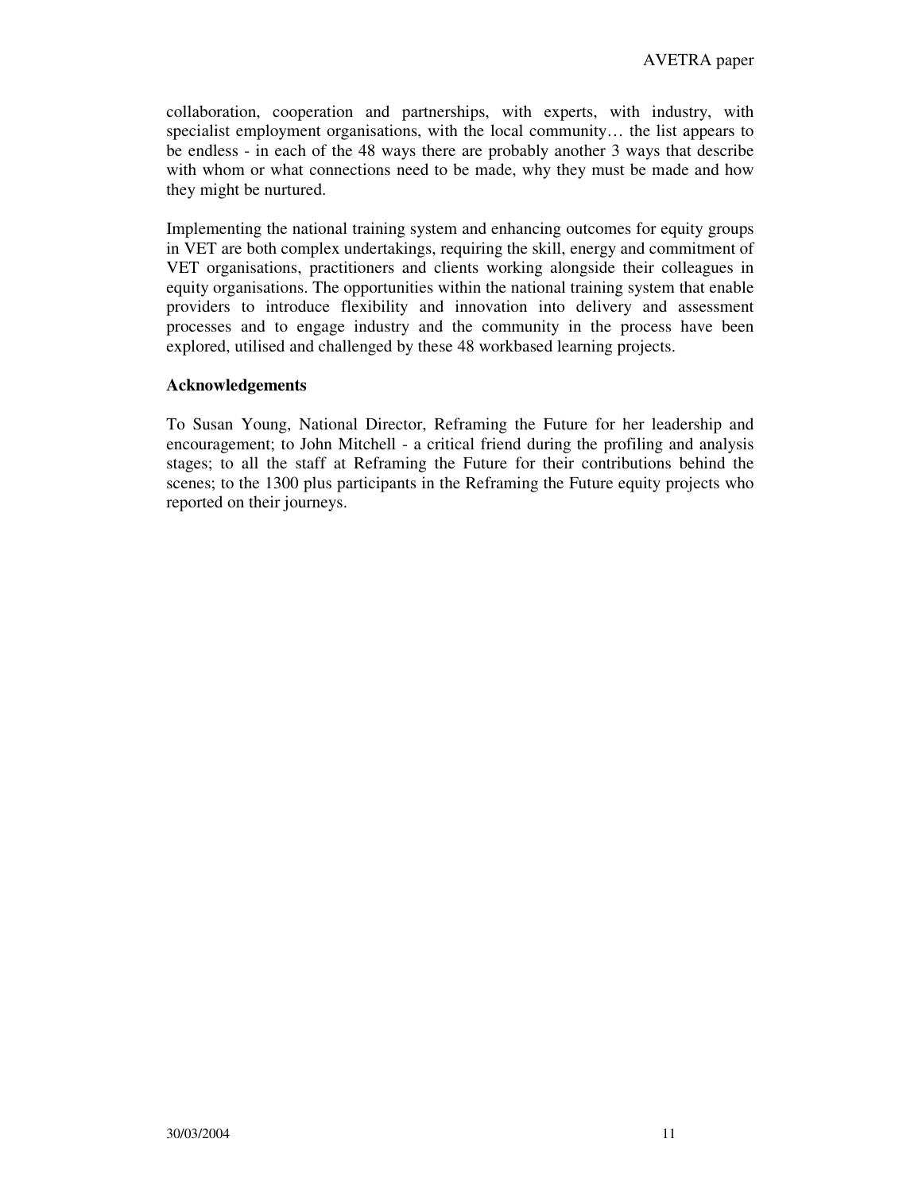collaboration, cooperation and partnerships, with experts, with industry, with specialist employment organisations, with the local community… the list appears to be endless - in each of the 48 ways there are probably another 3 ways that describe with whom or what connections need to be made, why they must be made and how they might be nurtured.

Implementing the national training system and enhancing outcomes for equity groups in VET are both complex undertakings, requiring the skill, energy and commitment of VET organisations, practitioners and clients working alongside their colleagues in equity organisations. The opportunities within the national training system that enable providers to introduce flexibility and innovation into delivery and assessment processes and to engage industry and the community in the process have been explored, utilised and challenged by these 48 workbased learning projects.

**Acknowledgements**

To Susan Young, National Director, Reframing the Future for her leadership and encouragement; to John Mitchell - a critical friend during the profiling and analysis stages; to all the staff at Reframing the Future for their contributions behind the scenes; to the 1300 plus participants in the Reframing the Future equity projects who reported on their journeys.